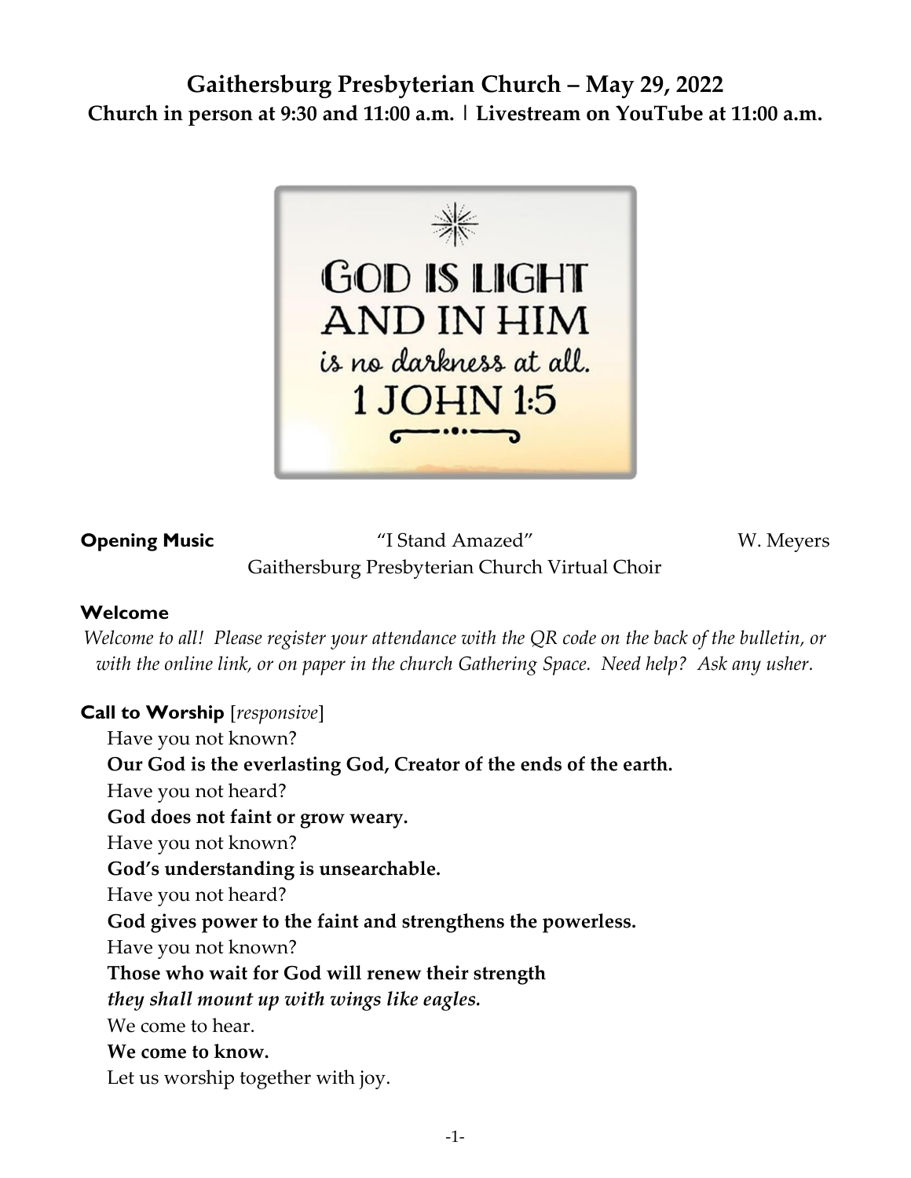# Gaithersburg Presbyterian Church – May 29, 2022

**Church in person at 9:30 and 11:00 a.m. | Livestream on YouTube at 11:00 a.m.**

GOD IS LIGHT AND IN HIM *is no darkness at all.* 1 JOHN 1:5

**Opening Music** "I Stand Amazed" W. Meyers
Gaithersburg Presbyterian Church Virtual Choir

**Welcome**

*Welcome to all! Please register your attendance with the QR code on the back of the bulletin, or with the online link, or on paper in the church Gathering Space. Need help? Ask any usher.*

**Call to Worship** [*responsive*]

Have you not known?
**Our God is the everlasting God, Creator of the ends of the earth.**
Have you not heard?
**God does not faint or grow weary.**
Have you not known?
**God's understanding is unsearchable.**
Have you not heard?
**God gives power to the faint and strengthens the powerless.**
Have you not known?
**Those who wait for God will renew their strength**
***they shall mount up with wings like eagles.***
We come to hear.
**We come to know.**
Let us worship together with joy.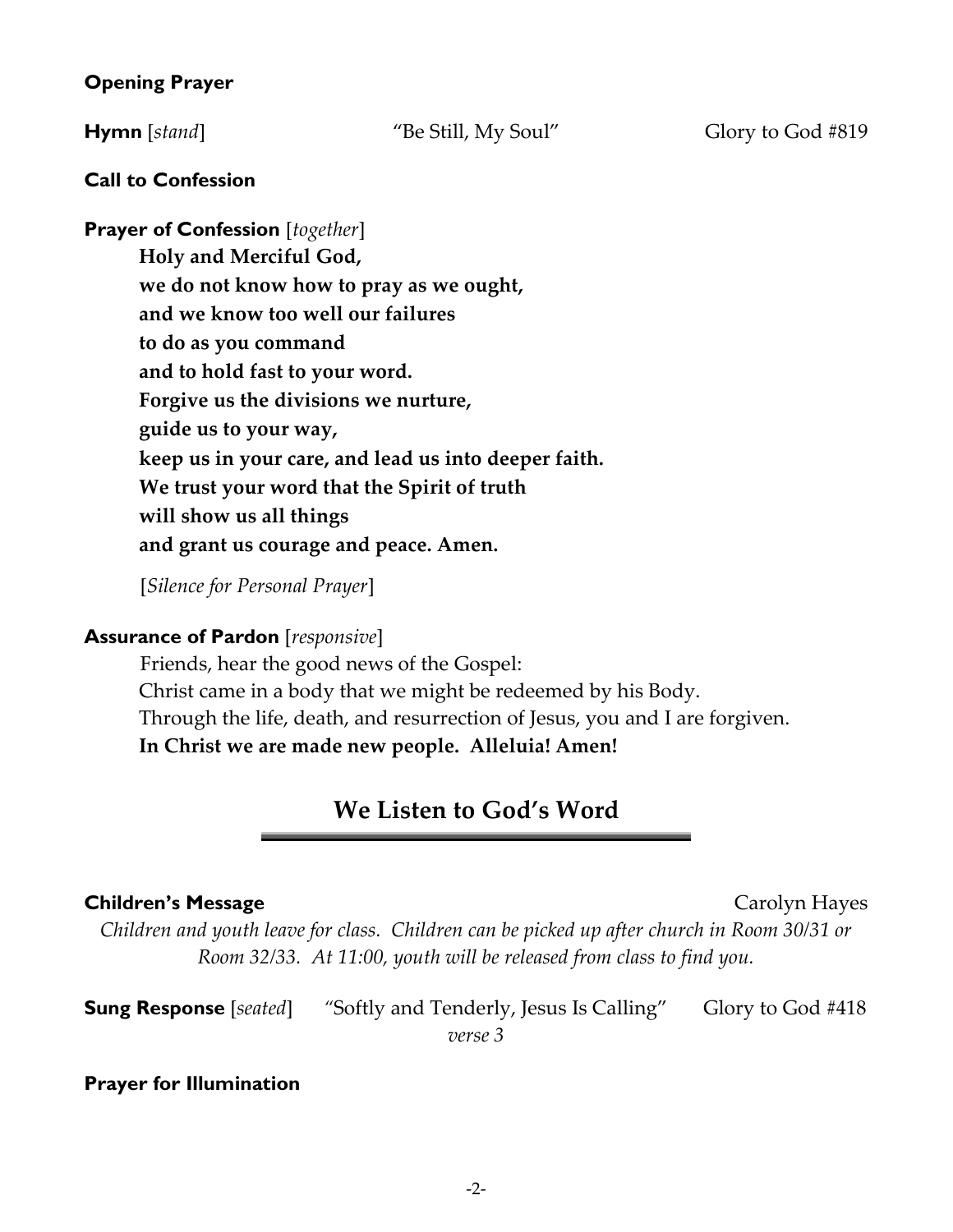**Opening Prayer**

**Hymn** [*stand*] "Be Still, My Soul" Glory to God #819

**Call to Confession**

**Prayer of Confession** [*together*]

**Holy and Merciful God,**
**we do not know how to pray as we ought,**
**and we know too well our failures**
**to do as you command**
**and to hold fast to your word.**
**Forgive us the divisions we nurture,**
**guide us to your way,**
**keep us in your care, and lead us into deeper faith.**
**We trust your word that the Spirit of truth**
**will show us all things**
**and grant us courage and peace. Amen.**

[*Silence for Personal Prayer*]

**Assurance of Pardon** [*responsive*]

Friends, hear the good news of the Gospel:
Christ came in a body that we might be redeemed by his Body.
Through the life, death, and resurrection of Jesus, you and I are forgiven.
**In Christ we are made new people. Alleluia! Amen!**

## We Listen to God's Word

**Children's Message** Carolyn Hayes

*Children and youth leave for class. Children can be picked up after church in Room 30/31 or Room 32/33. At 11:00, youth will be released from class to find you.*

**Sung Response** [*seated*] "Softly and Tenderly, Jesus Is Calling" Glory to God #418
*verse 3*

**Prayer for Illumination**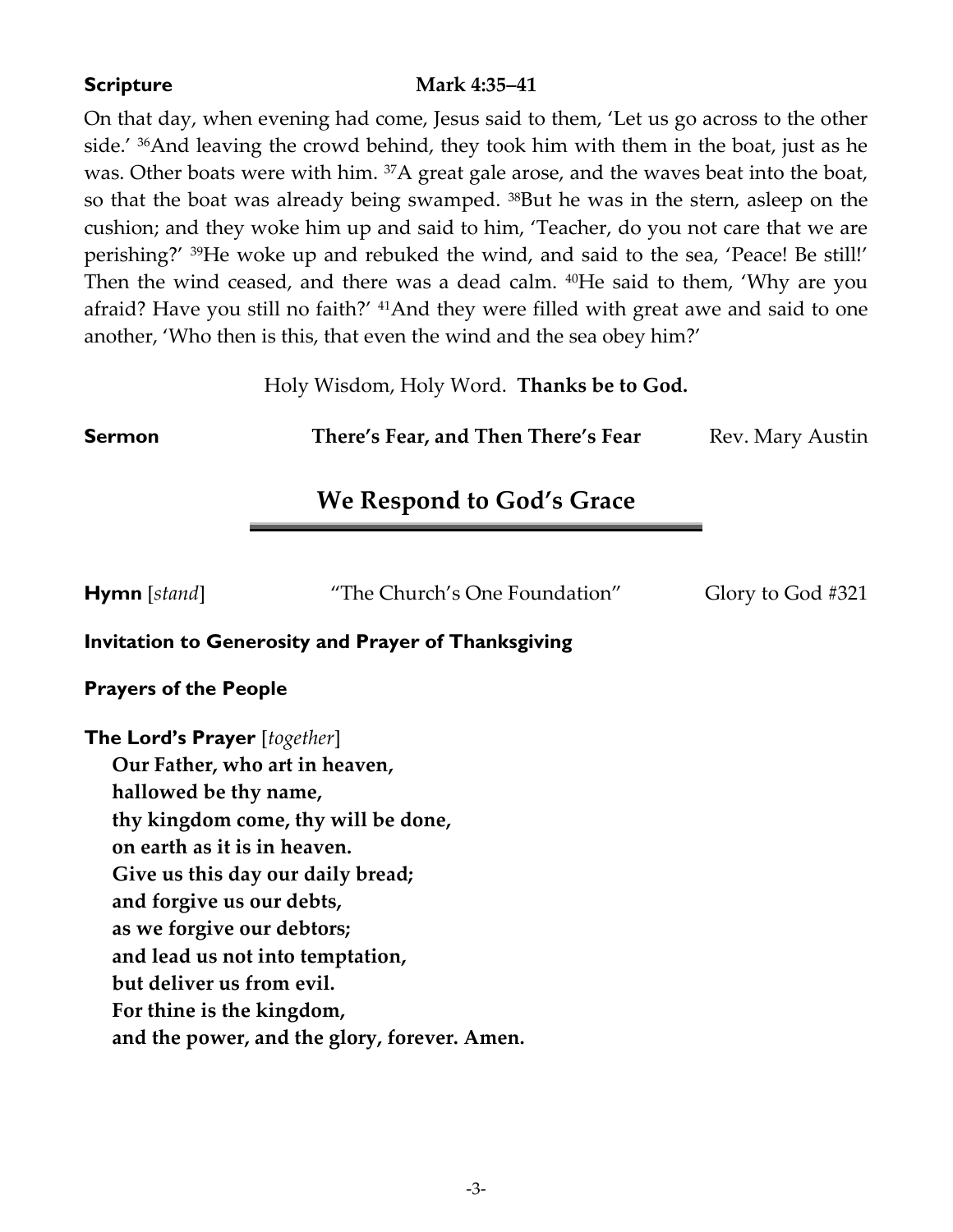**Scripture** **Mark 4:35–41**

On that day, when evening had come, Jesus said to them, 'Let us go across to the other side.' [36]And leaving the crowd behind, they took him with them in the boat, just as he was. Other boats were with him. [37]A great gale arose, and the waves beat into the boat, so that the boat was already being swamped. [38]But he was in the stern, asleep on the cushion; and they woke him up and said to him, 'Teacher, do you not care that we are perishing?' [39]He woke up and rebuked the wind, and said to the sea, 'Peace! Be still!' Then the wind ceased, and there was a dead calm. [40]He said to them, 'Why are you afraid? Have you still no faith?' [41]And they were filled with great awe and said to one another, 'Who then is this, that even the wind and the sea obey him?'

Holy Wisdom, Holy Word. **Thanks be to God.**

**Sermon** **There's Fear, and Then There's Fear** Rev. Mary Austin

## We Respond to God's Grace

**Hymn** [*stand*] "The Church's One Foundation" Glory to God #321

**Invitation to Generosity and Prayer of Thanksgiving**

**Prayers of the People**

**The Lord's Prayer** [*together*]
**Our Father, who art in heaven,**
**hallowed be thy name,**
**thy kingdom come, thy will be done,**
**on earth as it is in heaven.**
**Give us this day our daily bread;**
**and forgive us our debts,**
**as we forgive our debtors;**
**and lead us not into temptation,**
**but deliver us from evil.**
**For thine is the kingdom,**
**and the power, and the glory, forever. Amen.**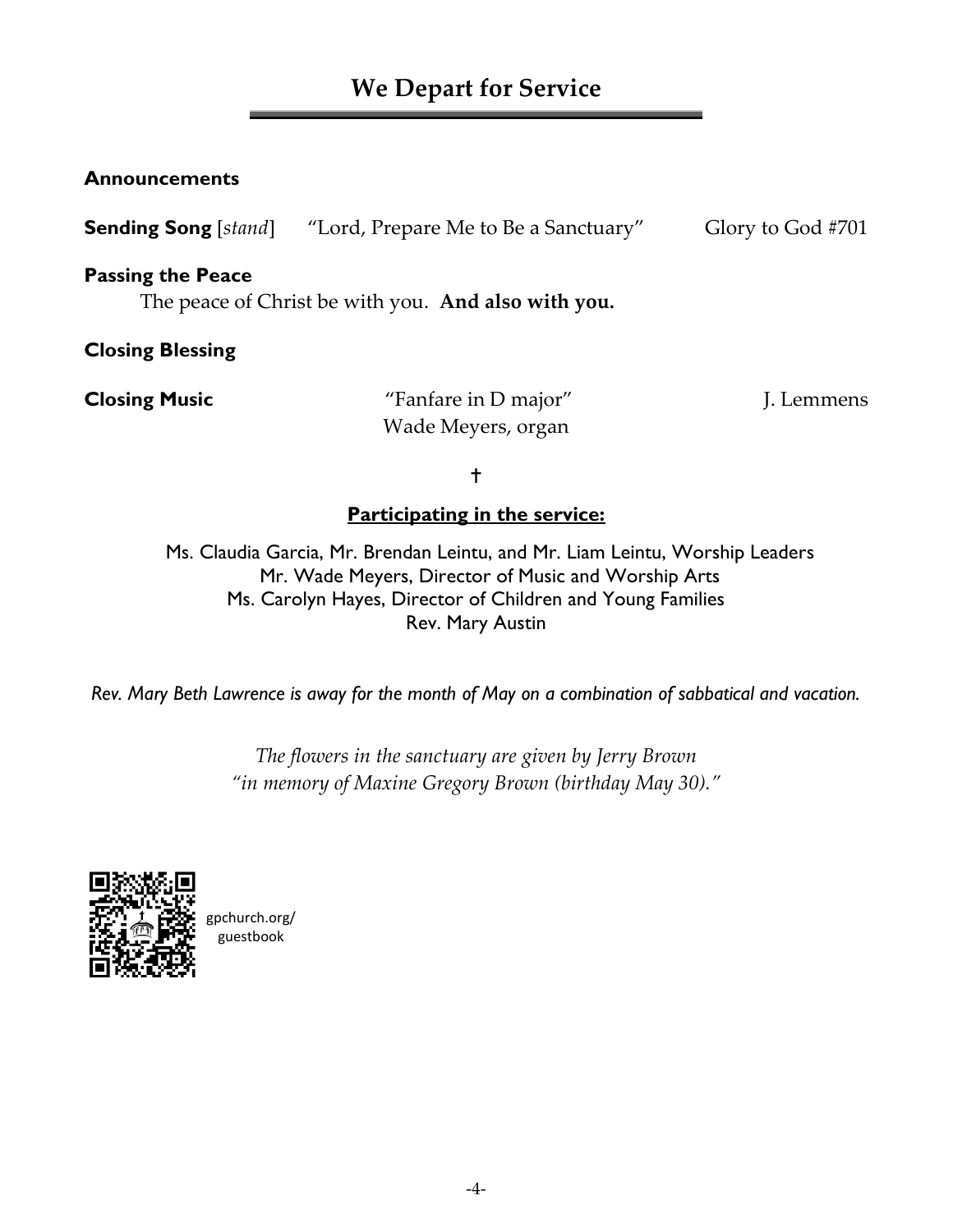# We Depart for Service

**Announcements**

**Sending Song** [*stand*] "Lord, Prepare Me to Be a Sanctuary" Glory to God #701

**Passing the Peace**

The peace of Christ be with you. **And also with you.**

**Closing Blessing**

**Closing Music** "Fanfare in D major" J. Lemmens
Wade Meyers, organ

†

**Participating in the service:**

Ms. Claudia Garcia, Mr. Brendan Leintu, and Mr. Liam Leintu, Worship Leaders
Mr. Wade Meyers, Director of Music and Worship Arts
Ms. Carolyn Hayes, Director of Children and Young Families
Rev. Mary Austin

*Rev. Mary Beth Lawrence is away for the month of May on a combination of sabbatical and vacation.*

*The flowers in the sanctuary are given by Jerry Brown*
*"in memory of Maxine Gregory Brown (birthday May 30)."*

gpchurch.org/
guestbook